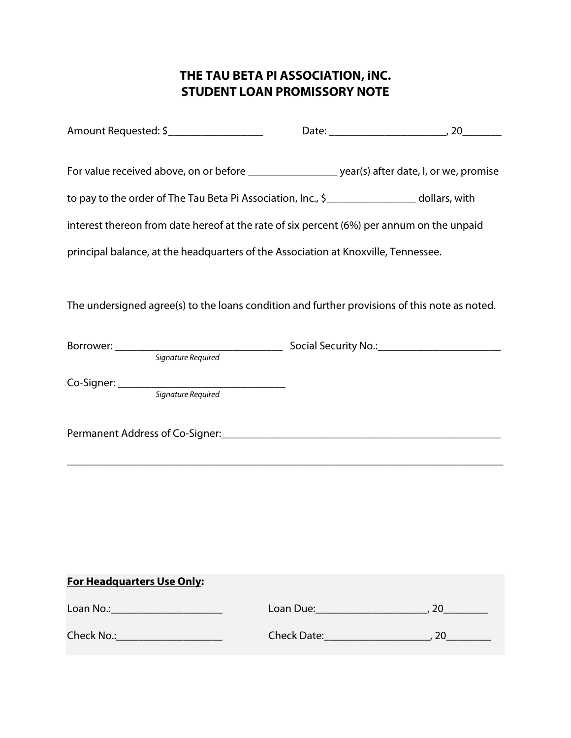# THE TAU BETA PI ASSOCIATION, iNC.
# STUDENT LOAN PROMISSORY NOTE

Amount Requested: $_________________ Date: _____________________, 20_______

For value received above, on or before ________________ year(s) after date, I, or we, promise to pay to the order of The Tau Beta Pi Association, Inc., $________________ dollars, with interest thereon from date hereof at the rate of six percent (6%) per annum on the unpaid principal balance, at the headquarters of the Association at Knoxville, Tennessee.

The undersigned agree(s) to the loans condition and further provisions of this note as noted.

Borrower: ______________________________ Social Security No.:______________________
*Signature Required*

Co-Signer: ______________________________
*Signature Required*

Permanent Address of Co-Signer:_____________________________________________________

_______________________________________________________________________________

**For Headquarters Use Only:**

Loan No.:____________________ Loan Due:____________________, 20________

Check No.:___________________ Check Date:___________________, 20________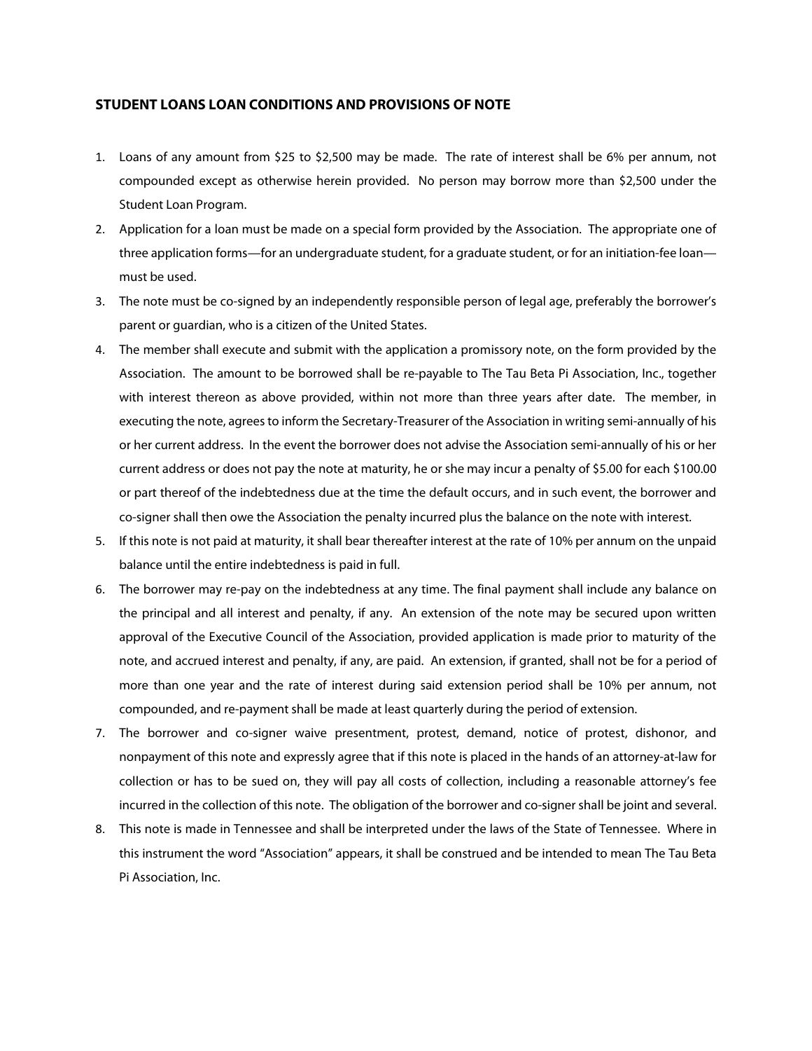## STUDENT LOANS LOAN CONDITIONS AND PROVISIONS OF NOTE

1. Loans of any amount from $25 to $2,500 may be made. The rate of interest shall be 6% per annum, not compounded except as otherwise herein provided. No person may borrow more than $2,500 under the Student Loan Program.
2. Application for a loan must be made on a special form provided by the Association. The appropriate one of three application forms—for an undergraduate student, for a graduate student, or for an initiation-fee loan—must be used.
3. The note must be co-signed by an independently responsible person of legal age, preferably the borrower's parent or guardian, who is a citizen of the United States.
4. The member shall execute and submit with the application a promissory note, on the form provided by the Association. The amount to be borrowed shall be re-payable to The Tau Beta Pi Association, Inc., together with interest thereon as above provided, within not more than three years after date. The member, in executing the note, agrees to inform the Secretary-Treasurer of the Association in writing semi-annually of his or her current address. In the event the borrower does not advise the Association semi-annually of his or her current address or does not pay the note at maturity, he or she may incur a penalty of $5.00 for each $100.00 or part thereof of the indebtedness due at the time the default occurs, and in such event, the borrower and co-signer shall then owe the Association the penalty incurred plus the balance on the note with interest.
5. If this note is not paid at maturity, it shall bear thereafter interest at the rate of 10% per annum on the unpaid balance until the entire indebtedness is paid in full.
6. The borrower may re-pay on the indebtedness at any time. The final payment shall include any balance on the principal and all interest and penalty, if any. An extension of the note may be secured upon written approval of the Executive Council of the Association, provided application is made prior to maturity of the note, and accrued interest and penalty, if any, are paid. An extension, if granted, shall not be for a period of more than one year and the rate of interest during said extension period shall be 10% per annum, not compounded, and re-payment shall be made at least quarterly during the period of extension.
7. The borrower and co-signer waive presentment, protest, demand, notice of protest, dishonor, and nonpayment of this note and expressly agree that if this note is placed in the hands of an attorney-at-law for collection or has to be sued on, they will pay all costs of collection, including a reasonable attorney's fee incurred in the collection of this note. The obligation of the borrower and co-signer shall be joint and several.
8. This note is made in Tennessee and shall be interpreted under the laws of the State of Tennessee. Where in this instrument the word "Association" appears, it shall be construed and be intended to mean The Tau Beta Pi Association, Inc.